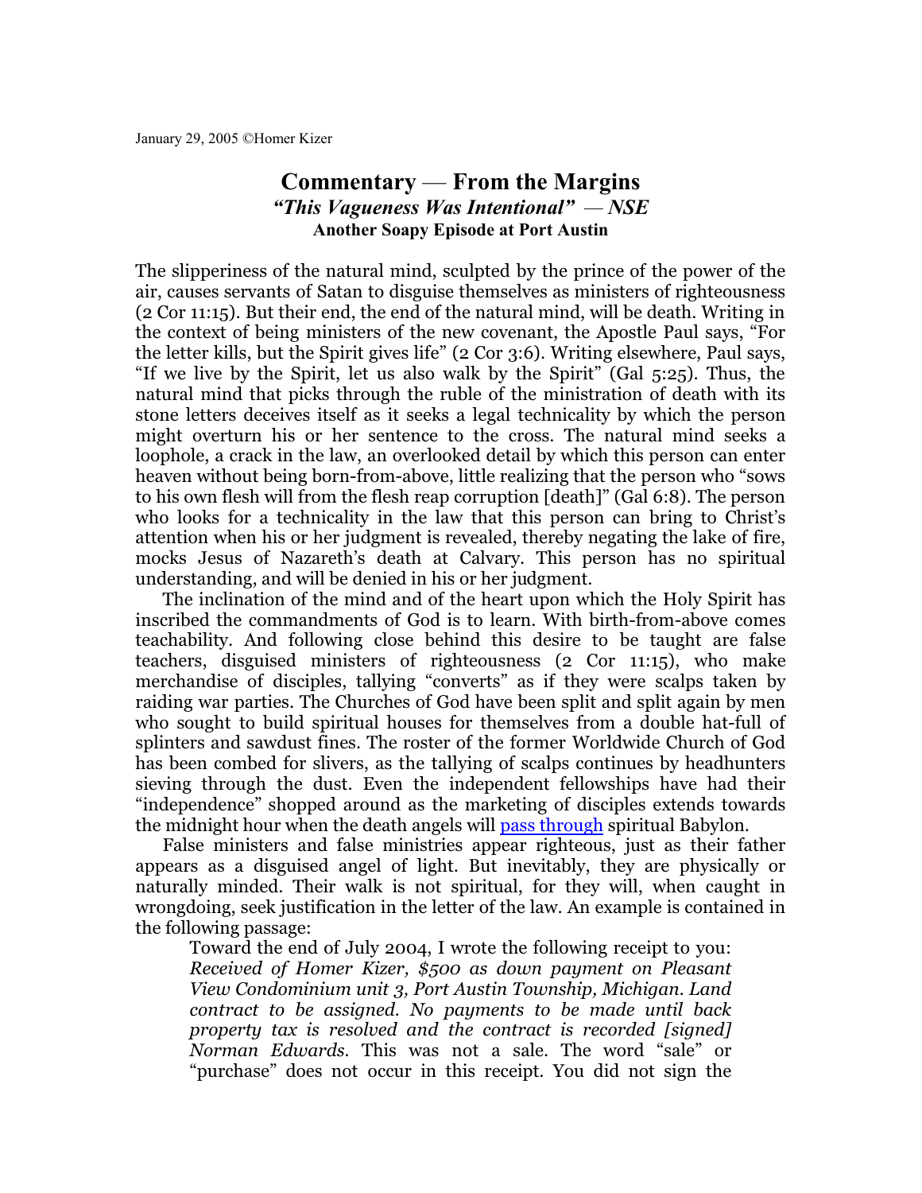January 29, 2005 ©Homer Kizer

# Commentary — From the Margins

## *"This Vagueness Was Intentional" — NSE*

### Another Soapy Episode at Port Austin

The slipperiness of the natural mind, sculpted by the prince of the power of the air, causes servants of Satan to disguise themselves as ministers of righteousness (2 Cor 11:15). But their end, the end of the natural mind, will be death. Writing in the context of being ministers of the new covenant, the Apostle Paul says, "For the letter kills, but the Spirit gives life" (2 Cor 3:6). Writing elsewhere, Paul says, "If we live by the Spirit, let us also walk by the Spirit" (Gal 5:25). Thus, the natural mind that picks through the ruble of the ministration of death with its stone letters deceives itself as it seeks a legal technicality by which the person might overturn his or her sentence to the cross. The natural mind seeks a loophole, a crack in the law, an overlooked detail by which this person can enter heaven without being born-from-above, little realizing that the person who "sows to his own flesh will from the flesh reap corruption [death]" (Gal 6:8). The person who looks for a technicality in the law that this person can bring to Christ's attention when his or her judgment is revealed, thereby negating the lake of fire, mocks Jesus of Nazareth's death at Calvary. This person has no spiritual understanding, and will be denied in his or her judgment.

The inclination of the mind and of the heart upon which the Holy Spirit has inscribed the commandments of God is to learn. With birth-from-above comes teachability. And following close behind this desire to be taught are false teachers, disguised ministers of righteousness (2 Cor 11:15), who make merchandise of disciples, tallying "converts" as if they were scalps taken by raiding war parties. The Churches of God have been split and split again by men who sought to build spiritual houses for themselves from a double hat-full of splinters and sawdust fines. The roster of the former Worldwide Church of God has been combed for slivers, as the tallying of scalps continues by headhunters sieving through the dust. Even the independent fellowships have had their "independence" shopped around as the marketing of disciples extends towards the midnight hour when the death angels will pass through spiritual Babylon.

False ministers and false ministries appear righteous, just as their father appears as a disguised angel of light. But inevitably, they are physically or naturally minded. Their walk is not spiritual, for they will, when caught in wrongdoing, seek justification in the letter of the law. An example is contained in the following passage:

> Toward the end of July 2004, I wrote the following receipt to you: *Received of Homer Kizer, $500 as down payment on Pleasant View Condominium unit 3, Port Austin Township, Michigan. Land contract to be assigned. No payments to be made until back property tax is resolved and the contract is recorded [signed] Norman Edwards.* This was not a sale. The word "sale" or "purchase" does not occur in this receipt. You did not sign the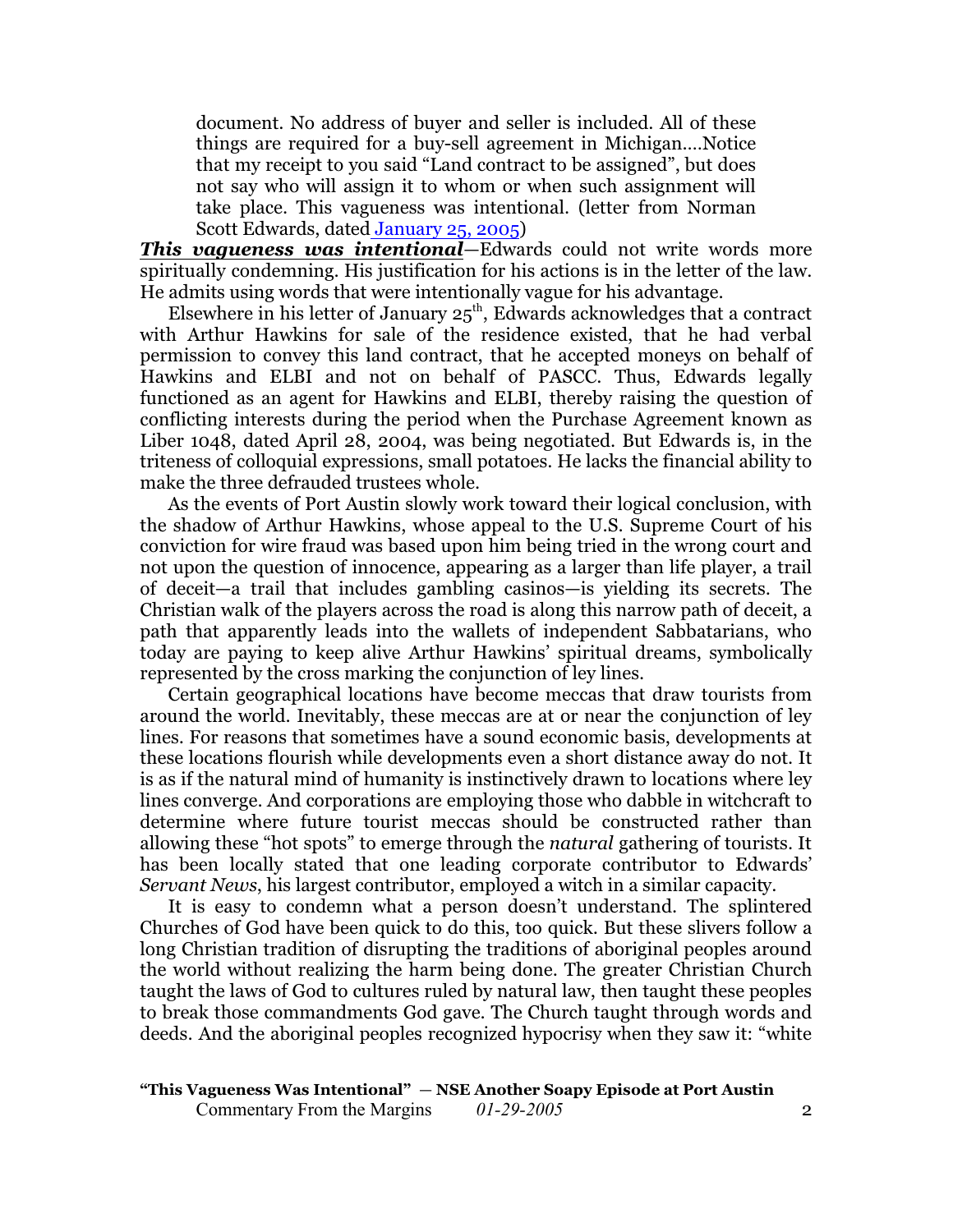> document. No address of buyer and seller is included. All of these things are required for a buy-sell agreement in Michigan….Notice that my receipt to you said "Land contract to be assigned", but does not say who will assign it to whom or when such assignment will take place. This vagueness was intentional. (letter from Norman Scott Edwards, dated January 25, 2005)

***This vagueness was intentional***—Edwards could not write words more spiritually condemning. His justification for his actions is in the letter of the law. He admits using words that were intentionally vague for his advantage.

Elsewhere in his letter of January 25th, Edwards acknowledges that a contract with Arthur Hawkins for sale of the residence existed, that he had verbal permission to convey this land contract, that he accepted moneys on behalf of Hawkins and ELBI and not on behalf of PASCC. Thus, Edwards legally functioned as an agent for Hawkins and ELBI, thereby raising the question of conflicting interests during the period when the Purchase Agreement known as Liber 1048, dated April 28, 2004, was being negotiated. But Edwards is, in the triteness of colloquial expressions, small potatoes. He lacks the financial ability to make the three defrauded trustees whole.

As the events of Port Austin slowly work toward their logical conclusion, with the shadow of Arthur Hawkins, whose appeal to the U.S. Supreme Court of his conviction for wire fraud was based upon him being tried in the wrong court and not upon the question of innocence, appearing as a larger than life player, a trail of deceit—a trail that includes gambling casinos—is yielding its secrets. The Christian walk of the players across the road is along this narrow path of deceit, a path that apparently leads into the wallets of independent Sabbatarians, who today are paying to keep alive Arthur Hawkins' spiritual dreams, symbolically represented by the cross marking the conjunction of ley lines.

Certain geographical locations have become meccas that draw tourists from around the world. Inevitably, these meccas are at or near the conjunction of ley lines. For reasons that sometimes have a sound economic basis, developments at these locations flourish while developments even a short distance away do not. It is as if the natural mind of humanity is instinctively drawn to locations where ley lines converge. And corporations are employing those who dabble in witchcraft to determine where future tourist meccas should be constructed rather than allowing these "hot spots" to emerge through the *natural* gathering of tourists. It has been locally stated that one leading corporate contributor to Edwards' *Servant News*, his largest contributor, employed a witch in a similar capacity.

It is easy to condemn what a person doesn't understand. The splintered Churches of God have been quick to do this, too quick. But these slivers follow a long Christian tradition of disrupting the traditions of aboriginal peoples around the world without realizing the harm being done. The greater Christian Church taught the laws of God to cultures ruled by natural law, then taught these peoples to break those commandments God gave. The Church taught through words and deeds. And the aboriginal peoples recognized hypocrisy when they saw it: "white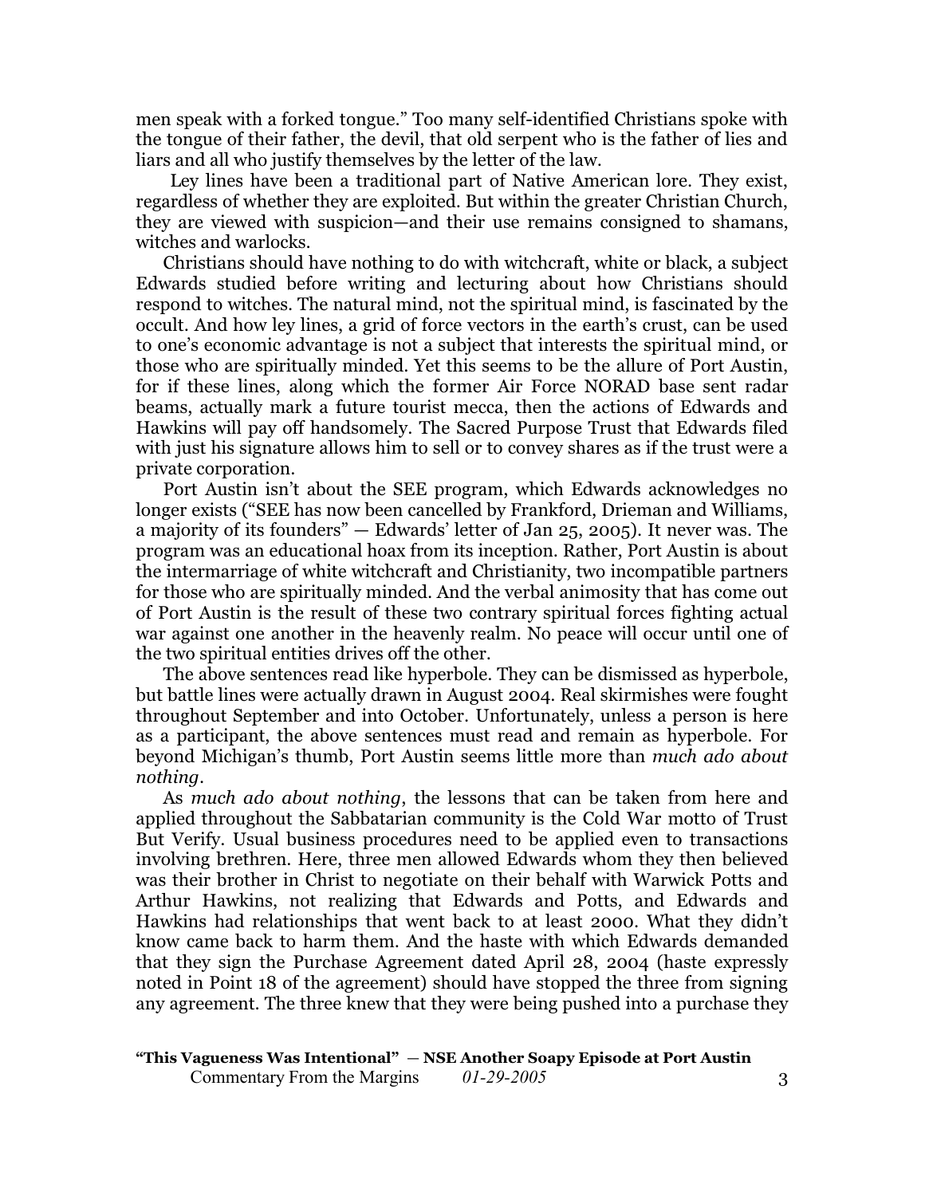men speak with a forked tongue." Too many self-identified Christians spoke with the tongue of their father, the devil, that old serpent who is the father of lies and liars and all who justify themselves by the letter of the law.

Ley lines have been a traditional part of Native American lore. They exist, regardless of whether they are exploited. But within the greater Christian Church, they are viewed with suspicion—and their use remains consigned to shamans, witches and warlocks.

Christians should have nothing to do with witchcraft, white or black, a subject Edwards studied before writing and lecturing about how Christians should respond to witches. The natural mind, not the spiritual mind, is fascinated by the occult. And how ley lines, a grid of force vectors in the earth's crust, can be used to one's economic advantage is not a subject that interests the spiritual mind, or those who are spiritually minded. Yet this seems to be the allure of Port Austin, for if these lines, along which the former Air Force NORAD base sent radar beams, actually mark a future tourist mecca, then the actions of Edwards and Hawkins will pay off handsomely. The Sacred Purpose Trust that Edwards filed with just his signature allows him to sell or to convey shares as if the trust were a private corporation.

Port Austin isn't about the SEE program, which Edwards acknowledges no longer exists ("SEE has now been cancelled by Frankford, Drieman and Williams, a majority of its founders" — Edwards' letter of Jan 25, 2005). It never was. The program was an educational hoax from its inception. Rather, Port Austin is about the intermarriage of white witchcraft and Christianity, two incompatible partners for those who are spiritually minded. And the verbal animosity that has come out of Port Austin is the result of these two contrary spiritual forces fighting actual war against one another in the heavenly realm. No peace will occur until one of the two spiritual entities drives off the other.

The above sentences read like hyperbole. They can be dismissed as hyperbole, but battle lines were actually drawn in August 2004. Real skirmishes were fought throughout September and into October. Unfortunately, unless a person is here as a participant, the above sentences must read and remain as hyperbole. For beyond Michigan's thumb, Port Austin seems little more than *much ado about nothing*.

As *much ado about nothing*, the lessons that can be taken from here and applied throughout the Sabbatarian community is the Cold War motto of Trust But Verify. Usual business procedures need to be applied even to transactions involving brethren. Here, three men allowed Edwards whom they then believed was their brother in Christ to negotiate on their behalf with Warwick Potts and Arthur Hawkins, not realizing that Edwards and Potts, and Edwards and Hawkins had relationships that went back to at least 2000. What they didn't know came back to harm them. And the haste with which Edwards demanded that they sign the Purchase Agreement dated April 28, 2004 (haste expressly noted in Point 18 of the agreement) should have stopped the three from signing any agreement. The three knew that they were being pushed into a purchase they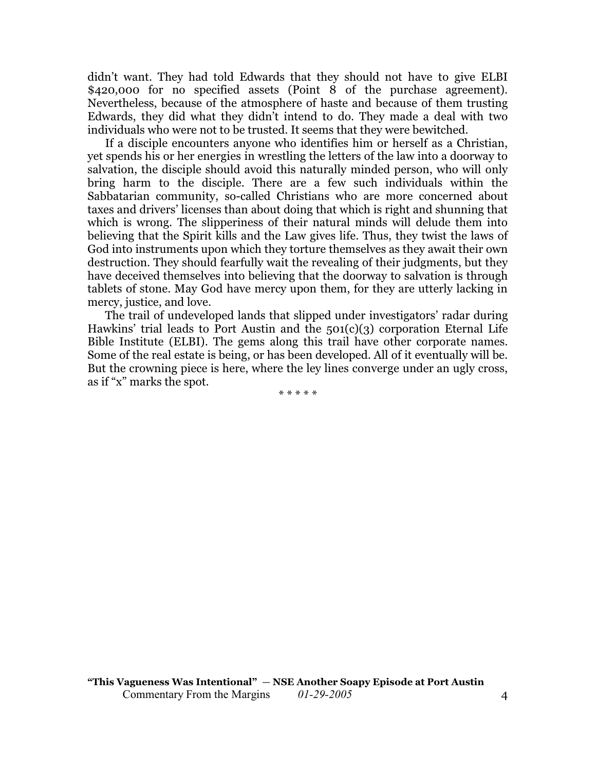didn't want. They had told Edwards that they should not have to give ELBI $420,000 for no specified assets (Point 8 of the purchase agreement). Nevertheless, because of the atmosphere of haste and because of them trusting Edwards, they did what they didn't intend to do. They made a deal with two individuals who were not to be trusted. It seems that they were bewitched.

If a disciple encounters anyone who identifies him or herself as a Christian, yet spends his or her energies in wrestling the letters of the law into a doorway to salvation, the disciple should avoid this naturally minded person, who will only bring harm to the disciple. There are a few such individuals within the Sabbatarian community, so-called Christians who are more concerned about taxes and drivers' licenses than about doing that which is right and shunning that which is wrong. The slipperiness of their natural minds will delude them into believing that the Spirit kills and the Law gives life. Thus, they twist the laws of God into instruments upon which they torture themselves as they await their own destruction. They should fearfully wait the revealing of their judgments, but they have deceived themselves into believing that the doorway to salvation is through tablets of stone. May God have mercy upon them, for they are utterly lacking in mercy, justice, and love.

The trail of undeveloped lands that slipped under investigators' radar during Hawkins' trial leads to Port Austin and the 501(c)(3) corporation Eternal Life Bible Institute (ELBI). The gems along this trail have other corporate names. Some of the real estate is being, or has been developed. All of it eventually will be. But the crowning piece is here, where the ley lines converge under an ugly cross, as if "x" marks the spot.

\* \* \* \* \*